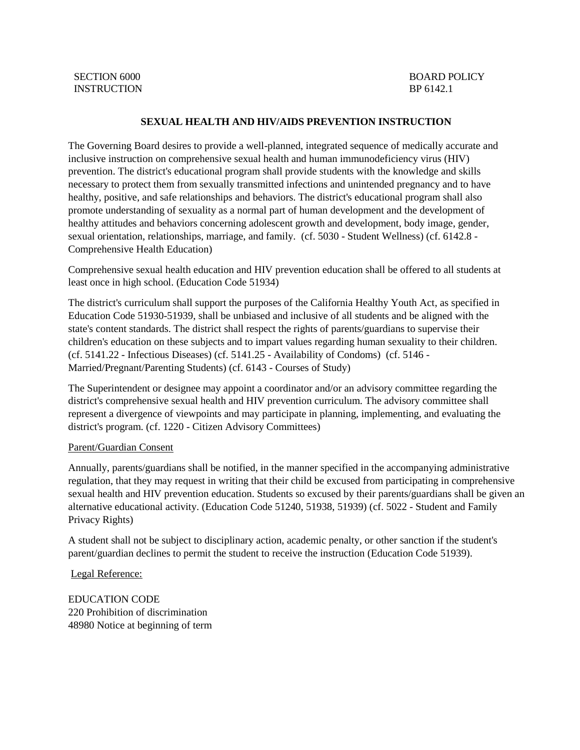SECTION 6000 BOARD POLICY
INSTRUCTION BP 6142.1

## SEXUAL HEALTH AND HIV/AIDS PREVENTION INSTRUCTION

The Governing Board desires to provide a well-planned, integrated sequence of medically accurate and inclusive instruction on comprehensive sexual health and human immunodeficiency virus (HIV) prevention. The district's educational program shall provide students with the knowledge and skills necessary to protect them from sexually transmitted infections and unintended pregnancy and to have healthy, positive, and safe relationships and behaviors. The district's educational program shall also promote understanding of sexuality as a normal part of human development and the development of healthy attitudes and behaviors concerning adolescent growth and development, body image, gender, sexual orientation, relationships, marriage, and family. (cf. 5030 - Student Wellness) (cf. 6142.8 - Comprehensive Health Education)

Comprehensive sexual health education and HIV prevention education shall be offered to all students at least once in high school. (Education Code 51934)

The district's curriculum shall support the purposes of the California Healthy Youth Act, as specified in Education Code 51930-51939, shall be unbiased and inclusive of all students and be aligned with the state's content standards. The district shall respect the rights of parents/guardians to supervise their children's education on these subjects and to impart values regarding human sexuality to their children. (cf. 5141.22 - Infectious Diseases) (cf. 5141.25 - Availability of Condoms) (cf. 5146 - Married/Pregnant/Parenting Students) (cf. 6143 - Courses of Study)

The Superintendent or designee may appoint a coordinator and/or an advisory committee regarding the district's comprehensive sexual health and HIV prevention curriculum. The advisory committee shall represent a divergence of viewpoints and may participate in planning, implementing, and evaluating the district's program. (cf. 1220 - Citizen Advisory Committees)

Parent/Guardian Consent

Annually, parents/guardians shall be notified, in the manner specified in the accompanying administrative regulation, that they may request in writing that their child be excused from participating in comprehensive sexual health and HIV prevention education. Students so excused by their parents/guardians shall be given an alternative educational activity. (Education Code 51240, 51938, 51939) (cf. 5022 - Student and Family Privacy Rights)

A student shall not be subject to disciplinary action, academic penalty, or other sanction if the student's parent/guardian declines to permit the student to receive the instruction (Education Code 51939).

Legal Reference:

EDUCATION CODE
220 Prohibition of discrimination
48980 Notice at beginning of term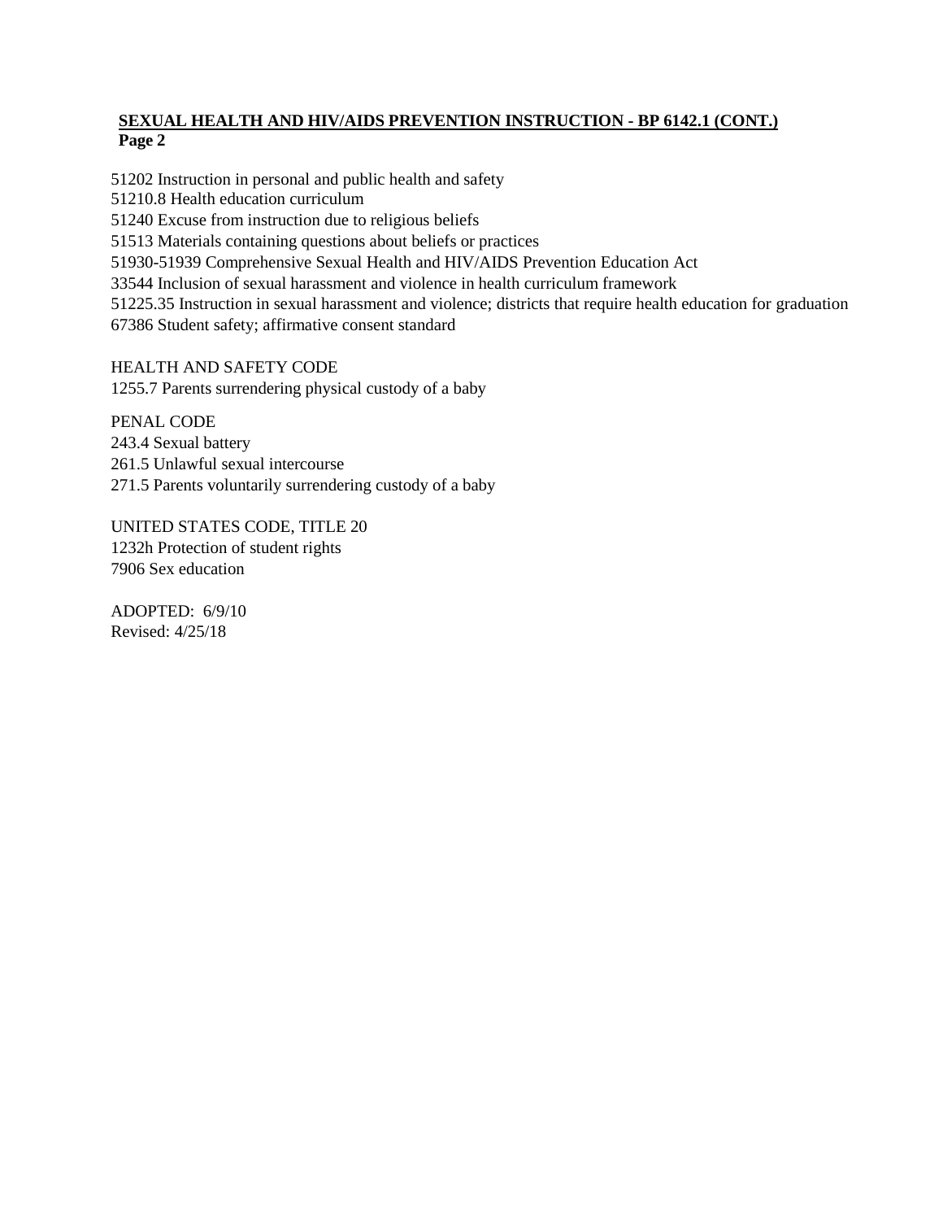**SEXUAL HEALTH AND HIV/AIDS PREVENTION INSTRUCTION - BP 6142.1 (CONT.)**
**Page 2**

51202 Instruction in personal and public health and safety
51210.8 Health education curriculum
51240 Excuse from instruction due to religious beliefs
51513 Materials containing questions about beliefs or practices
51930-51939 Comprehensive Sexual Health and HIV/AIDS Prevention Education Act
33544 Inclusion of sexual harassment and violence in health curriculum framework
51225.35 Instruction in sexual harassment and violence; districts that require health education for graduation
67386 Student safety; affirmative consent standard

HEALTH AND SAFETY CODE
1255.7 Parents surrendering physical custody of a baby

PENAL CODE
243.4 Sexual battery
261.5 Unlawful sexual intercourse
271.5 Parents voluntarily surrendering custody of a baby

UNITED STATES CODE, TITLE 20
1232h Protection of student rights
7906 Sex education

ADOPTED: 6/9/10
Revised: 4/25/18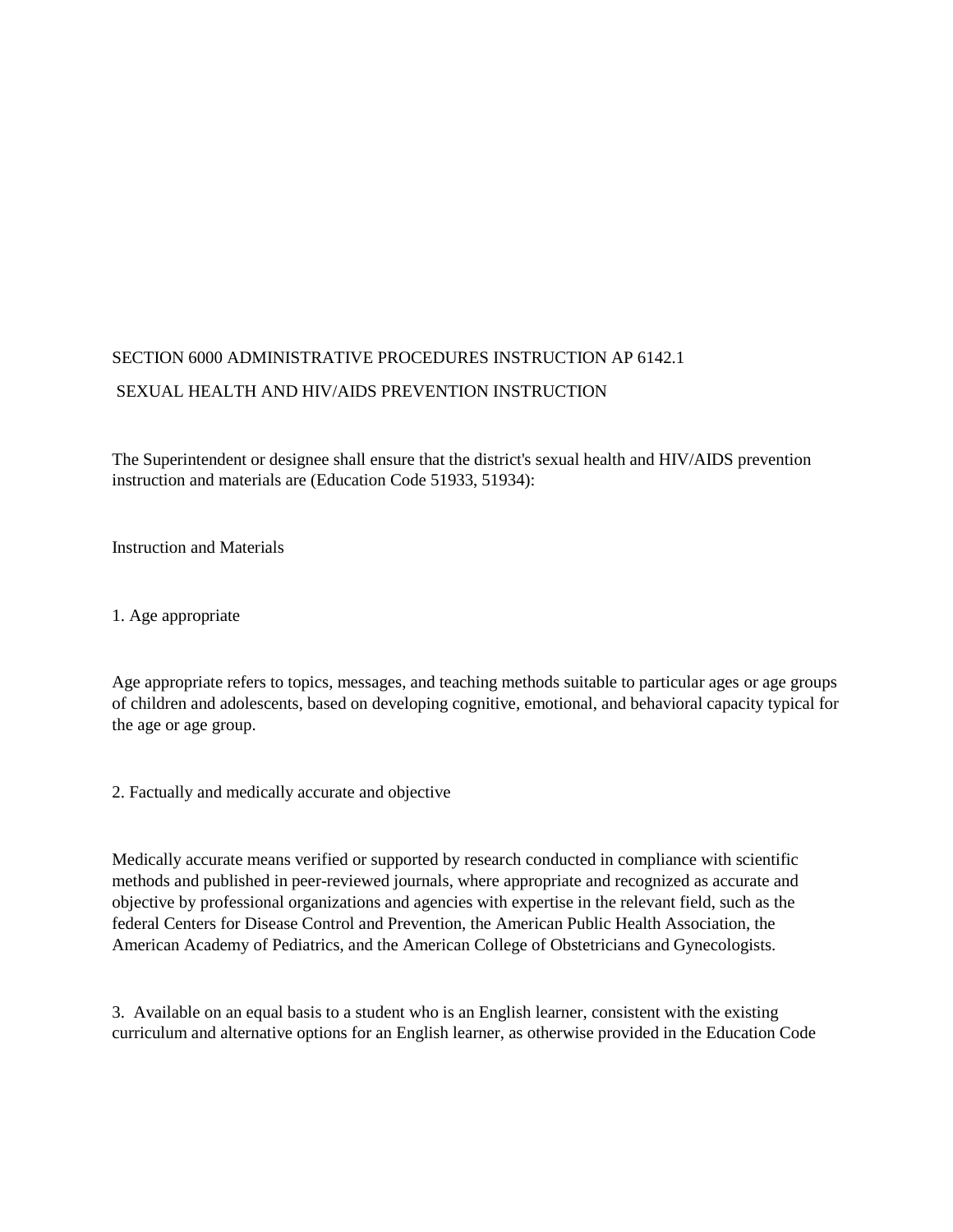SECTION 6000 ADMINISTRATIVE PROCEDURES INSTRUCTION AP 6142.1

SEXUAL HEALTH AND HIV/AIDS PREVENTION INSTRUCTION

The Superintendent or designee shall ensure that the district's sexual health and HIV/AIDS prevention instruction and materials are (Education Code 51933, 51934):

Instruction and Materials

1. Age appropriate

Age appropriate refers to topics, messages, and teaching methods suitable to particular ages or age groups of children and adolescents, based on developing cognitive, emotional, and behavioral capacity typical for the age or age group.

2. Factually and medically accurate and objective

Medically accurate means verified or supported by research conducted in compliance with scientific methods and published in peer-reviewed journals, where appropriate and recognized as accurate and objective by professional organizations and agencies with expertise in the relevant field, such as the federal Centers for Disease Control and Prevention, the American Public Health Association, the American Academy of Pediatrics, and the American College of Obstetricians and Gynecologists.

3. Available on an equal basis to a student who is an English learner, consistent with the existing curriculum and alternative options for an English learner, as otherwise provided in the Education Code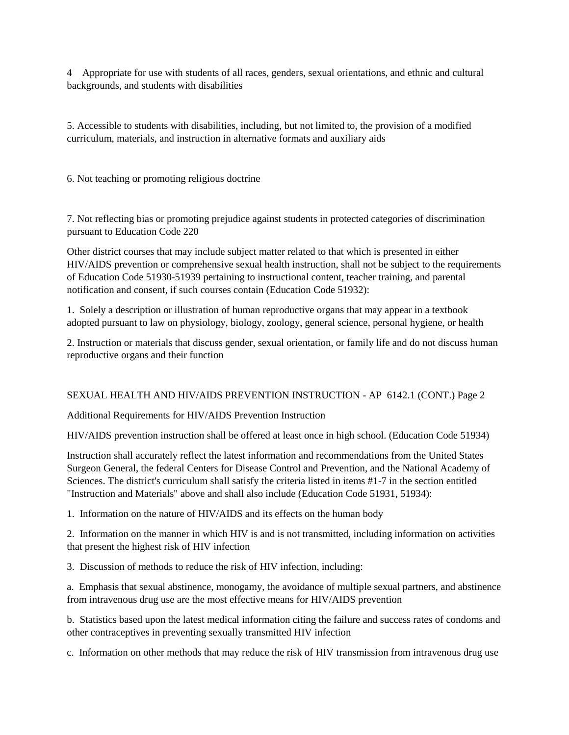4 Appropriate for use with students of all races, genders, sexual orientations, and ethnic and cultural backgrounds, and students with disabilities

5. Accessible to students with disabilities, including, but not limited to, the provision of a modified curriculum, materials, and instruction in alternative formats and auxiliary aids

6. Not teaching or promoting religious doctrine

7. Not reflecting bias or promoting prejudice against students in protected categories of discrimination pursuant to Education Code 220

Other district courses that may include subject matter related to that which is presented in either HIV/AIDS prevention or comprehensive sexual health instruction, shall not be subject to the requirements of Education Code 51930-51939 pertaining to instructional content, teacher training, and parental notification and consent, if such courses contain (Education Code 51932):

1. Solely a description or illustration of human reproductive organs that may appear in a textbook adopted pursuant to law on physiology, biology, zoology, general science, personal hygiene, or health

2. Instruction or materials that discuss gender, sexual orientation, or family life and do not discuss human reproductive organs and their function

Additional Requirements for HIV/AIDS Prevention Instruction

HIV/AIDS prevention instruction shall be offered at least once in high school. (Education Code 51934)

Instruction shall accurately reflect the latest information and recommendations from the United States Surgeon General, the federal Centers for Disease Control and Prevention, and the National Academy of Sciences. The district's curriculum shall satisfy the criteria listed in items #1-7 in the section entitled "Instruction and Materials" above and shall also include (Education Code 51931, 51934):

1. Information on the nature of HIV/AIDS and its effects on the human body

2. Information on the manner in which HIV is and is not transmitted, including information on activities that present the highest risk of HIV infection

3. Discussion of methods to reduce the risk of HIV infection, including:

a. Emphasis that sexual abstinence, monogamy, the avoidance of multiple sexual partners, and abstinence from intravenous drug use are the most effective means for HIV/AIDS prevention

b. Statistics based upon the latest medical information citing the failure and success rates of condoms and other contraceptives in preventing sexually transmitted HIV infection

c. Information on other methods that may reduce the risk of HIV transmission from intravenous drug use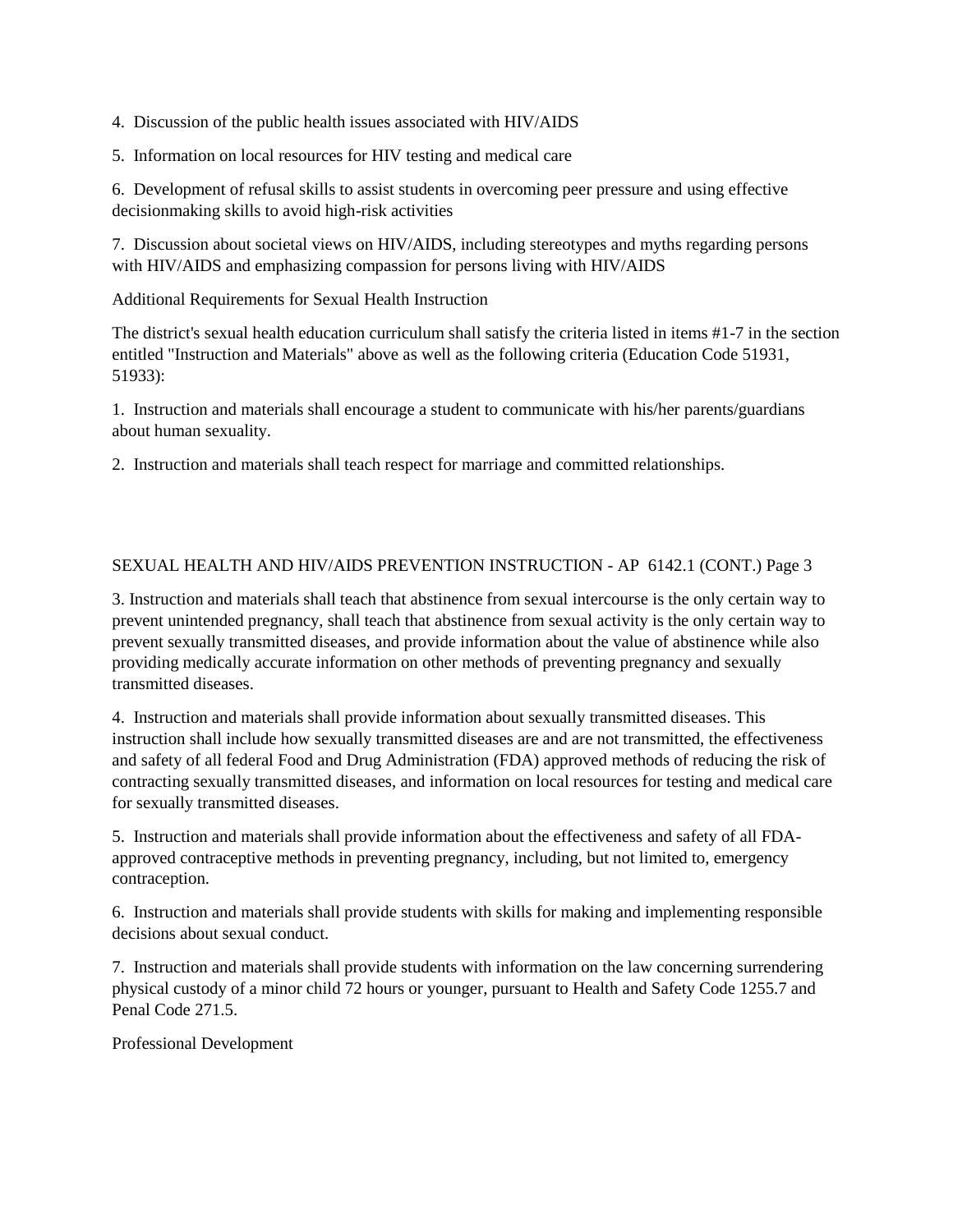4. Discussion of the public health issues associated with HIV/AIDS

5. Information on local resources for HIV testing and medical care

6. Development of refusal skills to assist students in overcoming peer pressure and using effective decisionmaking skills to avoid high-risk activities

7. Discussion about societal views on HIV/AIDS, including stereotypes and myths regarding persons with HIV/AIDS and emphasizing compassion for persons living with HIV/AIDS

Additional Requirements for Sexual Health Instruction

The district's sexual health education curriculum shall satisfy the criteria listed in items #1-7 in the section entitled "Instruction and Materials" above as well as the following criteria (Education Code 51931, 51933):

1. Instruction and materials shall encourage a student to communicate with his/her parents/guardians about human sexuality.

2. Instruction and materials shall teach respect for marriage and committed relationships.

3. Instruction and materials shall teach that abstinence from sexual intercourse is the only certain way to prevent unintended pregnancy, shall teach that abstinence from sexual activity is the only certain way to prevent sexually transmitted diseases, and provide information about the value of abstinence while also providing medically accurate information on other methods of preventing pregnancy and sexually transmitted diseases.

4. Instruction and materials shall provide information about sexually transmitted diseases. This instruction shall include how sexually transmitted diseases are and are not transmitted, the effectiveness and safety of all federal Food and Drug Administration (FDA) approved methods of reducing the risk of contracting sexually transmitted diseases, and information on local resources for testing and medical care for sexually transmitted diseases.

5. Instruction and materials shall provide information about the effectiveness and safety of all FDA-approved contraceptive methods in preventing pregnancy, including, but not limited to, emergency contraception.

6. Instruction and materials shall provide students with skills for making and implementing responsible decisions about sexual conduct.

7. Instruction and materials shall provide students with information on the law concerning surrendering physical custody of a minor child 72 hours or younger, pursuant to Health and Safety Code 1255.7 and Penal Code 271.5.

Professional Development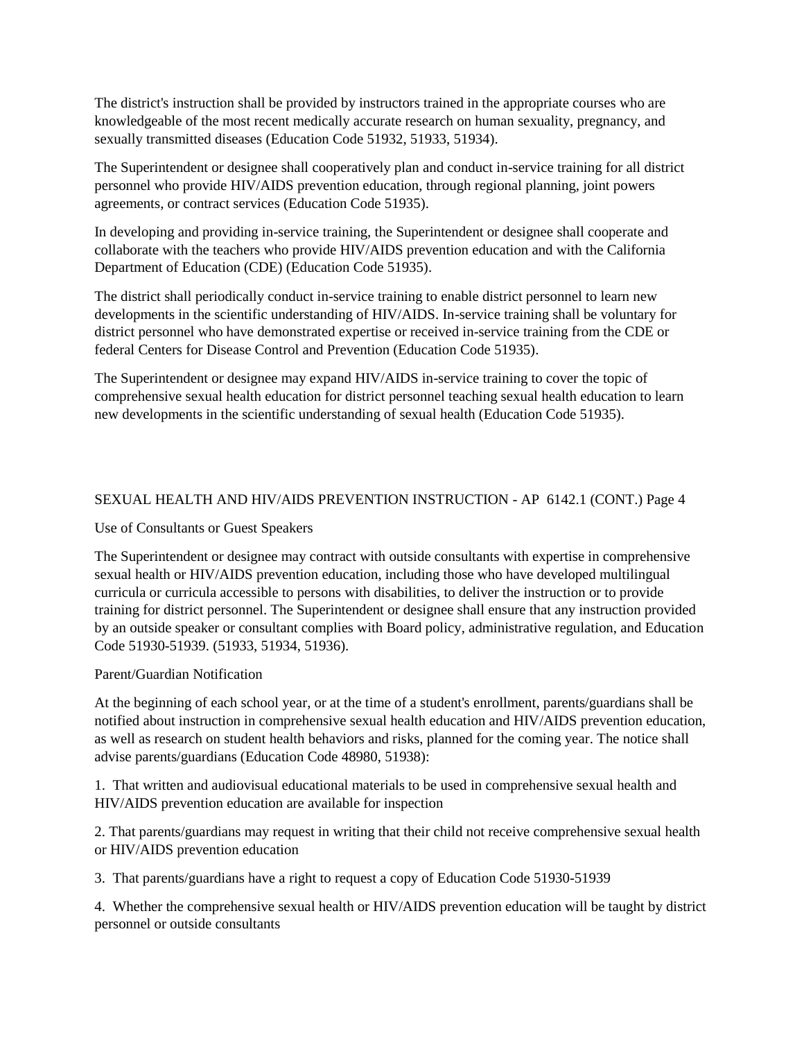The district's instruction shall be provided by instructors trained in the appropriate courses who are knowledgeable of the most recent medically accurate research on human sexuality, pregnancy, and sexually transmitted diseases (Education Code 51932, 51933, 51934).

The Superintendent or designee shall cooperatively plan and conduct in-service training for all district personnel who provide HIV/AIDS prevention education, through regional planning, joint powers agreements, or contract services (Education Code 51935).

In developing and providing in-service training, the Superintendent or designee shall cooperate and collaborate with the teachers who provide HIV/AIDS prevention education and with the California Department of Education (CDE) (Education Code 51935).

The district shall periodically conduct in-service training to enable district personnel to learn new developments in the scientific understanding of HIV/AIDS. In-service training shall be voluntary for district personnel who have demonstrated expertise or received in-service training from the CDE or federal Centers for Disease Control and Prevention (Education Code 51935).

The Superintendent or designee may expand HIV/AIDS in-service training to cover the topic of comprehensive sexual health education for district personnel teaching sexual health education to learn new developments in the scientific understanding of sexual health (Education Code 51935).

## Use of Consultants or Guest Speakers

The Superintendent or designee may contract with outside consultants with expertise in comprehensive sexual health or HIV/AIDS prevention education, including those who have developed multilingual curricula or curricula accessible to persons with disabilities, to deliver the instruction or to provide training for district personnel. The Superintendent or designee shall ensure that any instruction provided by an outside speaker or consultant complies with Board policy, administrative regulation, and Education Code 51930-51939. (51933, 51934, 51936).

## Parent/Guardian Notification

At the beginning of each school year, or at the time of a student's enrollment, parents/guardians shall be notified about instruction in comprehensive sexual health education and HIV/AIDS prevention education, as well as research on student health behaviors and risks, planned for the coming year. The notice shall advise parents/guardians (Education Code 48980, 51938):

1. That written and audiovisual educational materials to be used in comprehensive sexual health and HIV/AIDS prevention education are available for inspection

2. That parents/guardians may request in writing that their child not receive comprehensive sexual health or HIV/AIDS prevention education

3. That parents/guardians have a right to request a copy of Education Code 51930-51939

4. Whether the comprehensive sexual health or HIV/AIDS prevention education will be taught by district personnel or outside consultants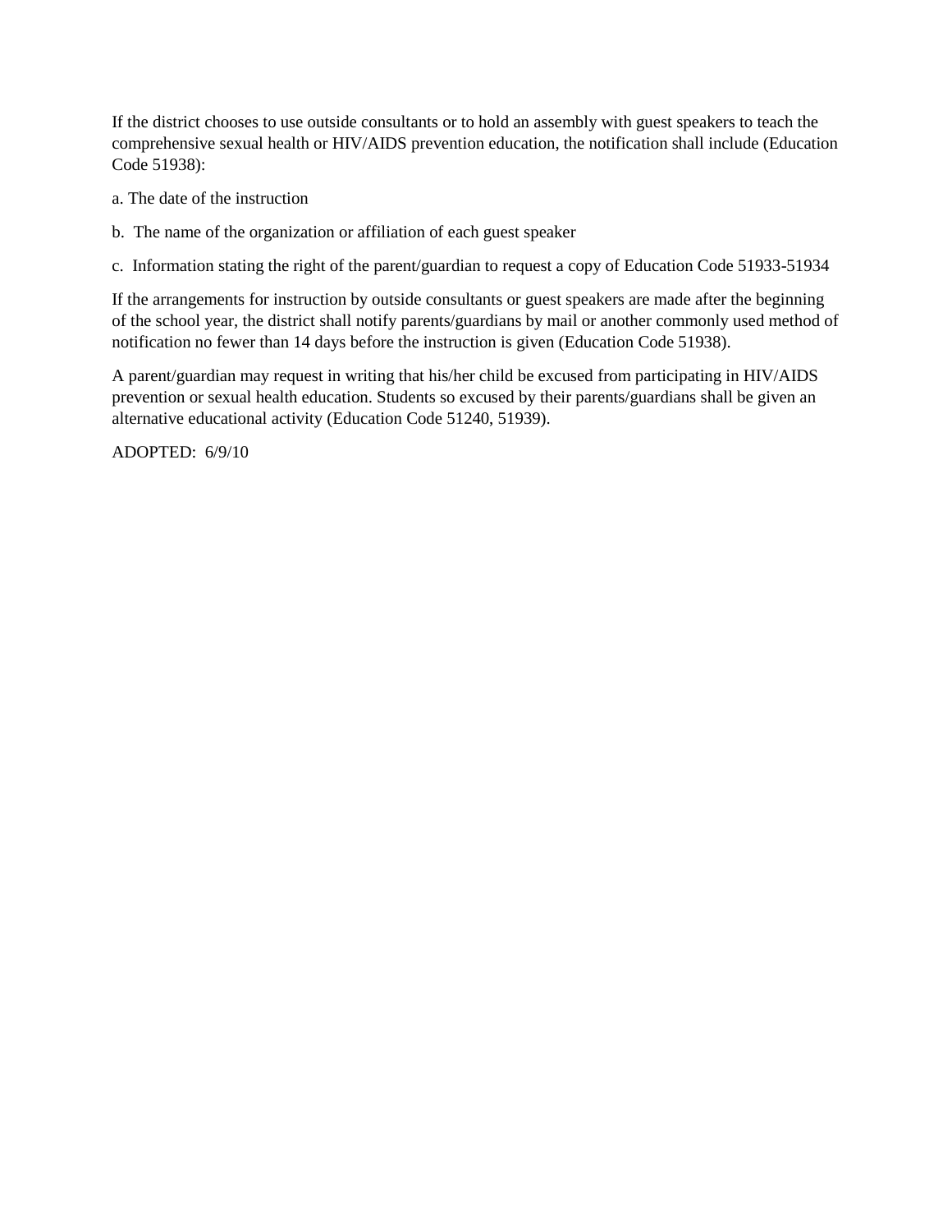If the district chooses to use outside consultants or to hold an assembly with guest speakers to teach the comprehensive sexual health or HIV/AIDS prevention education, the notification shall include (Education Code 51938):

a. The date of the instruction

b. The name of the organization or affiliation of each guest speaker

c. Information stating the right of the parent/guardian to request a copy of Education Code 51933-51934

If the arrangements for instruction by outside consultants or guest speakers are made after the beginning of the school year, the district shall notify parents/guardians by mail or another commonly used method of notification no fewer than 14 days before the instruction is given (Education Code 51938).

A parent/guardian may request in writing that his/her child be excused from participating in HIV/AIDS prevention or sexual health education. Students so excused by their parents/guardians shall be given an alternative educational activity (Education Code 51240, 51939).

ADOPTED: 6/9/10